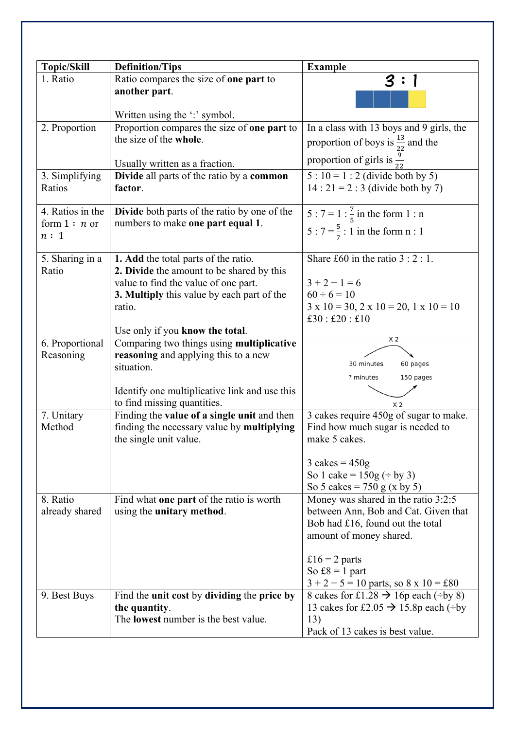| Topic/Skill | Definition/Tips | Example |
|---|---|---|
| 1. Ratio | Ratio compares the size of **one part** to **another part**.<br><br>Written using the ':' symbol. | 3 : 1 |
| 2. Proportion | Proportion compares the size of **one part** to the size of the **whole**.<br><br>Usually written as a fraction. | In a class with 13 boys and 9 girls, the proportion of boys is $\frac{13}{22}$ and the proportion of girls is $\frac{9}{22}$ |
| 3. Simplifying Ratios | **Divide** all parts of the ratio by a **common factor**. | 5 : 10 = 1 : 2 (divide both by 5)<br>14 : 21 = 2 : 3 (divide both by 7) |
| 4. Ratios in the form $1 : n$ or $n : 1$ | **Divide** both parts of the ratio by one of the numbers to make **one part equal 1**. | 5 : 7 = 1 : $\frac{7}{5}$ in the form 1 : n<br>5 : 7 = $\frac{5}{7}$ : 1 in the form n : 1 |
| 5. Sharing in a Ratio | **1. Add** the total parts of the ratio.<br>**2. Divide** the amount to be shared by this value to find the value of one part.<br>**3. Multiply** this value by each part of the ratio.<br><br>Use only if you **know the total**. | Share £60 in the ratio 3 : 2 : 1.<br><br>3 + 2 + 1 = 6<br>60 ÷ 6 = 10<br>3 x 10 = 30, 2 x 10 = 20, 1 x 10 = 10<br>£30 : £20 : £10 |
| 6. Proportional Reasoning | Comparing two things using **multiplicative reasoning** and applying this to a new situation.<br><br>Identify one multiplicative link and use this to find missing quantities. | 30 minutes → (x 2) → 60 pages<br>? minutes ← (x 2) ← 150 pages |
| 7. Unitary Method | Finding the **value of a single unit** and then finding the necessary value by **multiplying** the single unit value. | 3 cakes require 450g of sugar to make. Find how much sugar is needed to make 5 cakes.<br><br>3 cakes = 450g<br>So 1 cake = 150g (÷ by 3)<br>So 5 cakes = 750 g (x by 5) |
| 8. Ratio already shared | Find what **one part** of the ratio is worth using the **unitary method**. | Money was shared in the ratio 3:2:5 between Ann, Bob and Cat. Given that Bob had £16, found out the total amount of money shared.<br><br>£16 = 2 parts<br>So £8 = 1 part<br>3 + 2 + 5 = 10 parts, so 8 x 10 = £80 |
| 9. Best Buys | Find the **unit cost** by **dividing** the **price by the quantity**.<br>The **lowest** number is the best value. | 8 cakes for £1.28 → 16p each (÷by 8)<br>13 cakes for £2.05 → 15.8p each (÷by 13)<br>Pack of 13 cakes is best value. |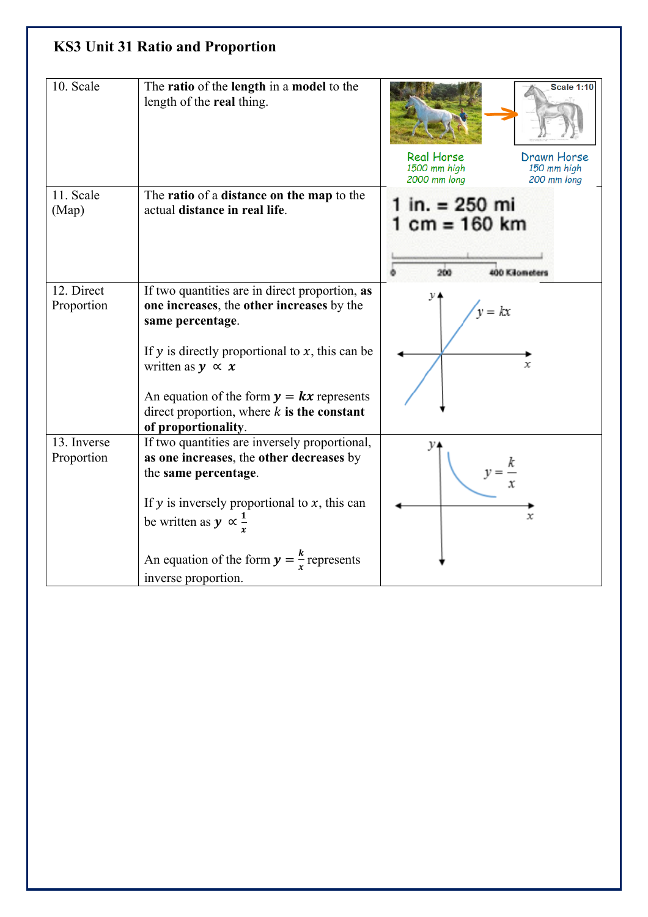## KS3 Unit 31 Ratio and Proportion

| | | |
|---|---|---|
| 10. Scale | The **ratio** of the **length** in a **model** to the length of the **real** thing. | Scale 1:10<br>Real Horse<br>1500 mm high<br>2000 mm long<br>Drawn Horse<br>150 mm high<br>200 mm long |
| 11. Scale (Map) | The **ratio** of a **distance on the map** to the actual **distance in real life**. | 1 in. = 250 mi<br>1 cm = 160 km<br>0 200 400 Kilometers |
| 12. Direct Proportion | If two quantities are in direct proportion, **as one increases**, the **other increases** by the **same percentage**.<br><br>If $y$ is directly proportional to $x$, this can be written as $\boldsymbol{y \propto x}$<br><br>An equation of the form $\boldsymbol{y = kx}$ represents direct proportion, where $k$ **is the constant of proportionality**. | $y$<br>$y = kx$<br>$x$ |
| 13. Inverse Proportion | If two quantities are inversely proportional, **as one increases**, the **other decreases** by the **same percentage**.<br><br>If $y$ is inversely proportional to $x$, this can be written as $\boldsymbol{y \propto \frac{1}{x}}$<br><br>An equation of the form $\boldsymbol{y = \frac{k}{x}}$ represents inverse proportion. | $y$<br>$y = \frac{k}{x}$<br>$x$ |